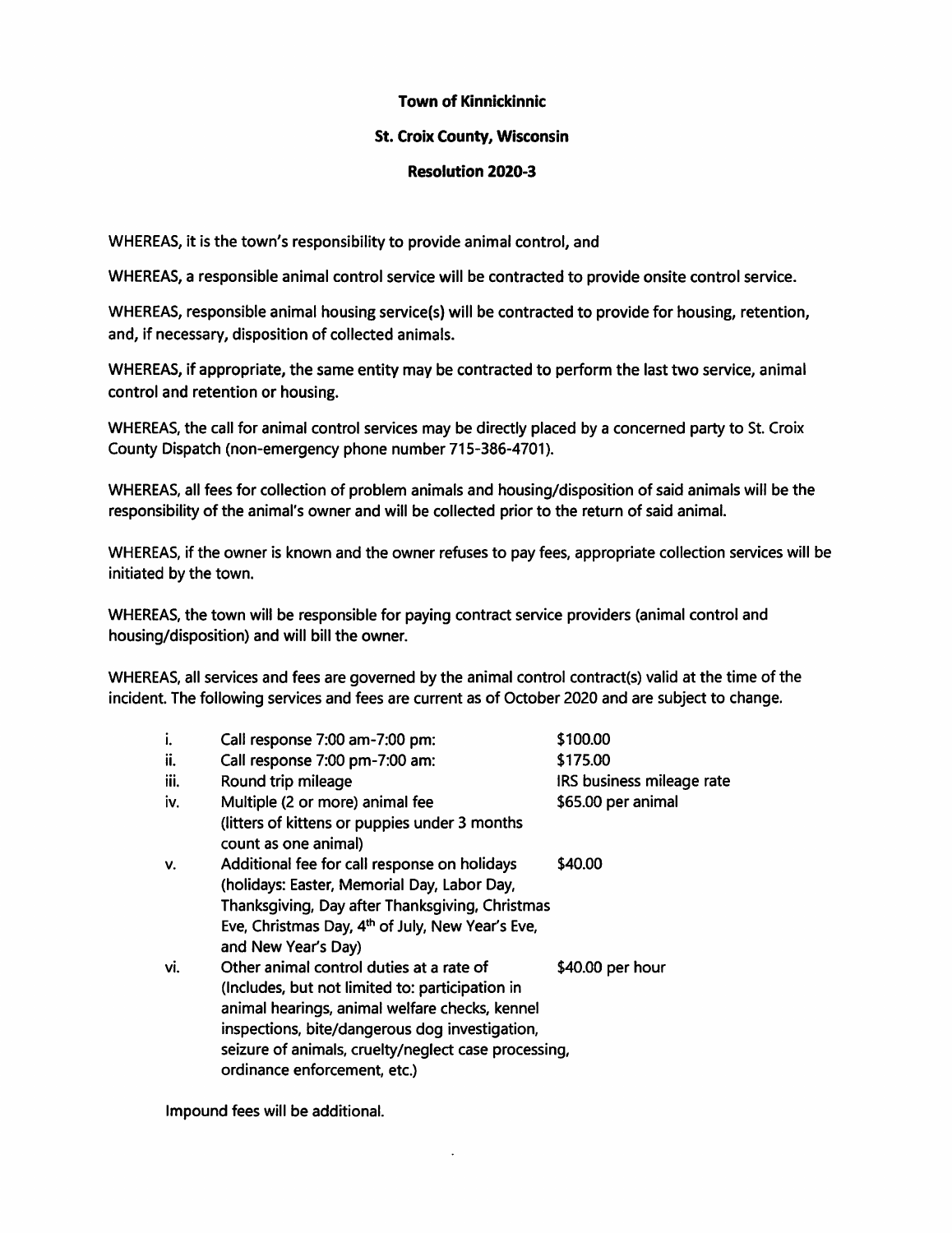**Town of Kinnickinnic**

**St. Croix County, Wisconsin**

**Resolution 2020-3**

WHEREAS, it is the town's responsibility to provide animal control, and

WHEREAS, a responsible animal control service will be contracted to provide onsite control service.

WHEREAS, responsible animal housing service(s) will be contracted to provide for housing, retention, and, if necessary, disposition of collected animals.

WHEREAS, if appropriate, the same entity may be contracted to perform the last two service, animal control and retention or housing.

WHEREAS, the call for animal control services may be directly placed by a concerned party to St. Croix County Dispatch (non-emergency phone number 715-386-4701).

WHEREAS, all fees for collection of problem animals and housing/disposition of said animals will be the responsibility of the animal's owner and will be collected prior to the return of said animal.

WHEREAS, if the owner is known and the owner refuses to pay fees, appropriate collection services will be initiated by the town.

WHEREAS, the town will be responsible for paying contract service providers (animal control and housing/disposition) and will bill the owner.

WHEREAS, all services and fees are governed by the animal control contract(s) valid at the time of the incident. The following services and fees are current as of October 2020 and are subject to change.

| | | |
|---|---|---|
| i. | Call response 7:00 am-7:00 pm: | $100.00 |
| ii. | Call response 7:00 pm-7:00 am: | $175.00 |
| iii. | Round trip mileage | IRS business mileage rate |
| iv. | Multiple (2 or more) animal fee (litters of kittens or puppies under 3 months count as one animal) | $65.00 per animal |
| v. | Additional fee for call response on holidays (holidays: Easter, Memorial Day, Labor Day, Thanksgiving, Day after Thanksgiving, Christmas Eve, Christmas Day, 4th of July, New Year's Eve, and New Year's Day) | $40.00 |
| vi. | Other animal control duties at a rate of (Includes, but not limited to: participation in animal hearings, animal welfare checks, kennel inspections, bite/dangerous dog investigation, seizure of animals, cruelty/neglect case processing, ordinance enforcement, etc.) | $40.00 per hour |

Impound fees will be additional.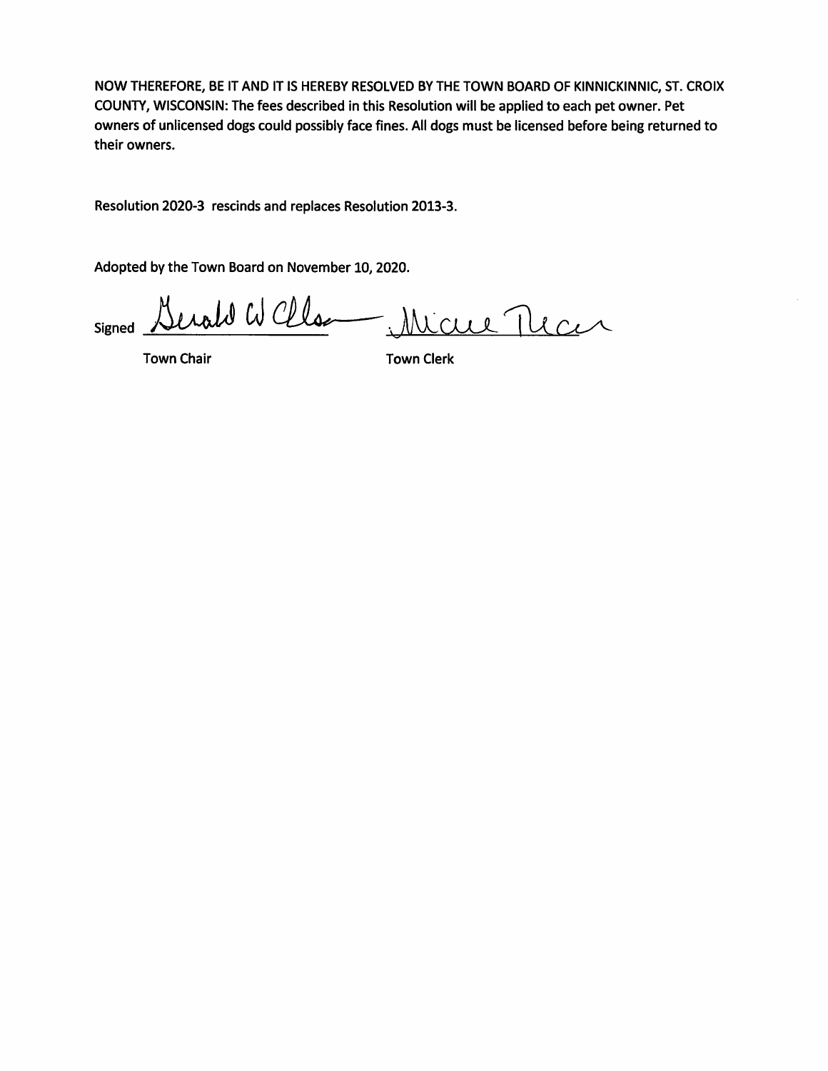**NOW THEREFORE, BE IT AND IT IS HEREBY RESOLVED BY THE TOWN BOARD OF KINNICKINNIC, ST. CROIX COUNTY, WISCONSIN: The fees described in this Resolution will be applied to each pet owner. Pet owners of unlicensed dogs could possibly face fines. All dogs must be licensed before being returned to their owners.**

**Resolution 2020-3 rescinds and replaces Resolution 2013-3.**

**Adopted by the Town Board on November 10, 2020.**

Signed Gerald W Olson Micue Ticer

Town Chair Town Clerk